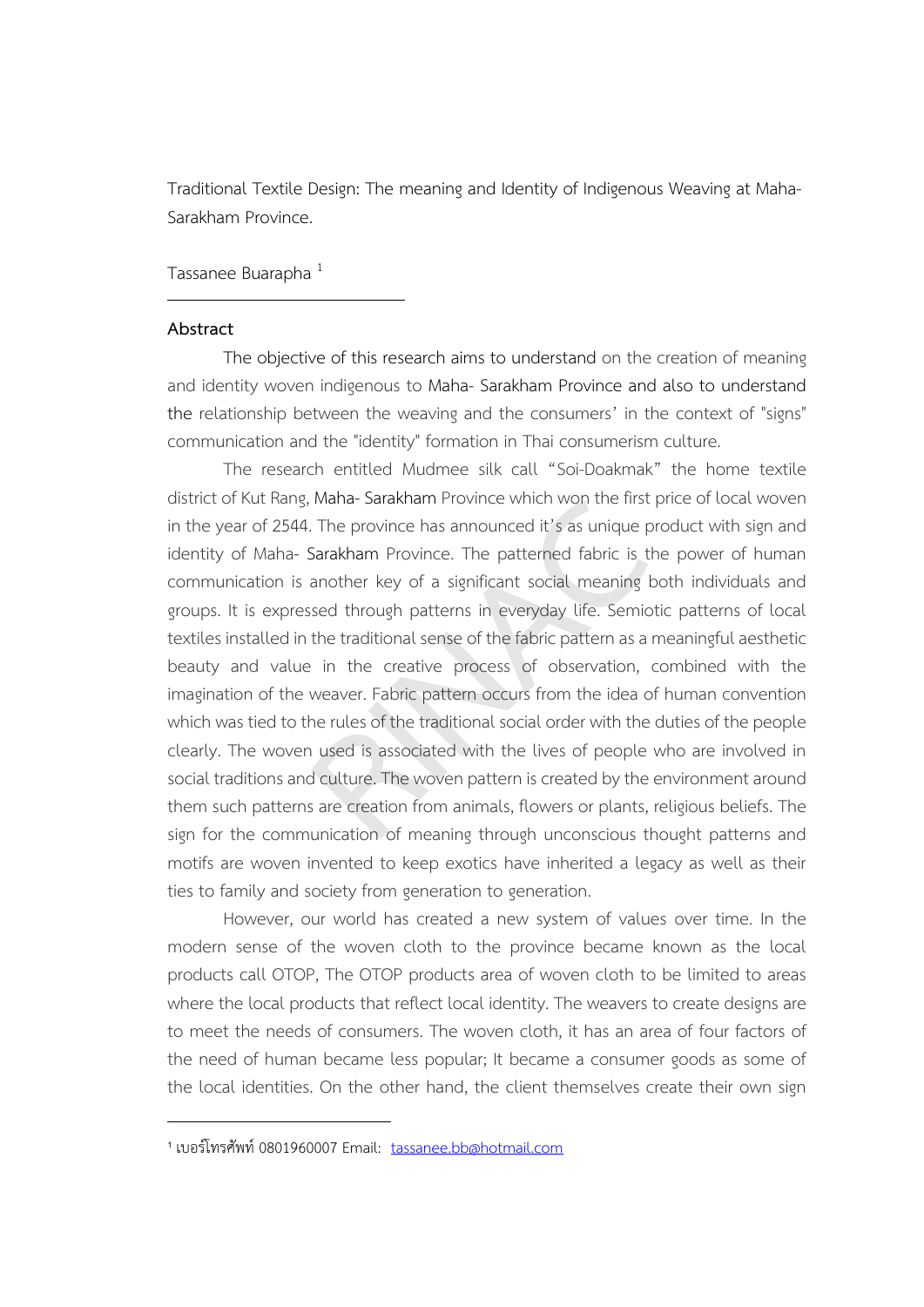Traditional Textile Design: The meaning and Identity of Indigenous Weaving at Maha-Sarakham Province.

Tassanee Buarapha [1]

## Abstract

The objective of this research aims to understand on the creation of meaning and identity woven indigenous to Maha- Sarakham Province and also to understand the relationship between the weaving and the consumers' in the context of "signs" communication and the "identity" formation in Thai consumerism culture.

The research entitled Mudmee silk call "Soi-Doakmak" the home textile district of Kut Rang, Maha- Sarakham Province which won the first price of local woven in the year of 2544. The province has announced it's as unique product with sign and identity of Maha- Sarakham Province. The patterned fabric is the power of human communication is another key of a significant social meaning both individuals and groups. It is expressed through patterns in everyday life. Semiotic patterns of local textiles installed in the traditional sense of the fabric pattern as a meaningful aesthetic beauty and value in the creative process of observation, combined with the imagination of the weaver. Fabric pattern occurs from the idea of human convention which was tied to the rules of the traditional social order with the duties of the people clearly. The woven used is associated with the lives of people who are involved in social traditions and culture. The woven pattern is created by the environment around them such patterns are creation from animals, flowers or plants, religious beliefs. The sign for the communication of meaning through unconscious thought patterns and motifs are woven invented to keep exotics have inherited a legacy as well as their ties to family and society from generation to generation.

However, our world has created a new system of values over time. In the modern sense of the woven cloth to the province became known as the local products call OTOP, The OTOP products area of woven cloth to be limited to areas where the local products that reflect local identity. The weavers to create designs are to meet the needs of consumers. The woven cloth, it has an area of four factors of the need of human became less popular; It became a consumer goods as some of the local identities. On the other hand, the client themselves create their own sign

---

[1] เบอร์โทรศัพท์ 0801960007 Email: tassanee.bb@hotmail.com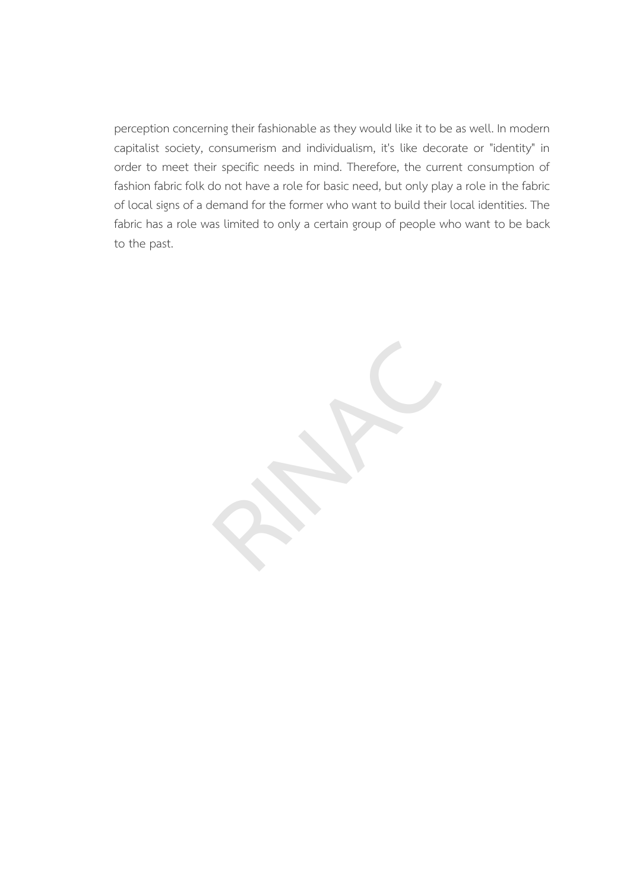perception concerning their fashionable as they would like it to be as well. In modern capitalist society, consumerism and individualism, it's like decorate or "identity" in order to meet their specific needs in mind. Therefore, the current consumption of fashion fabric folk do not have a role for basic need, but only play a role in the fabric of local signs of a demand for the former who want to build their local identities. The fabric has a role was limited to only a certain group of people who want to be back to the past.